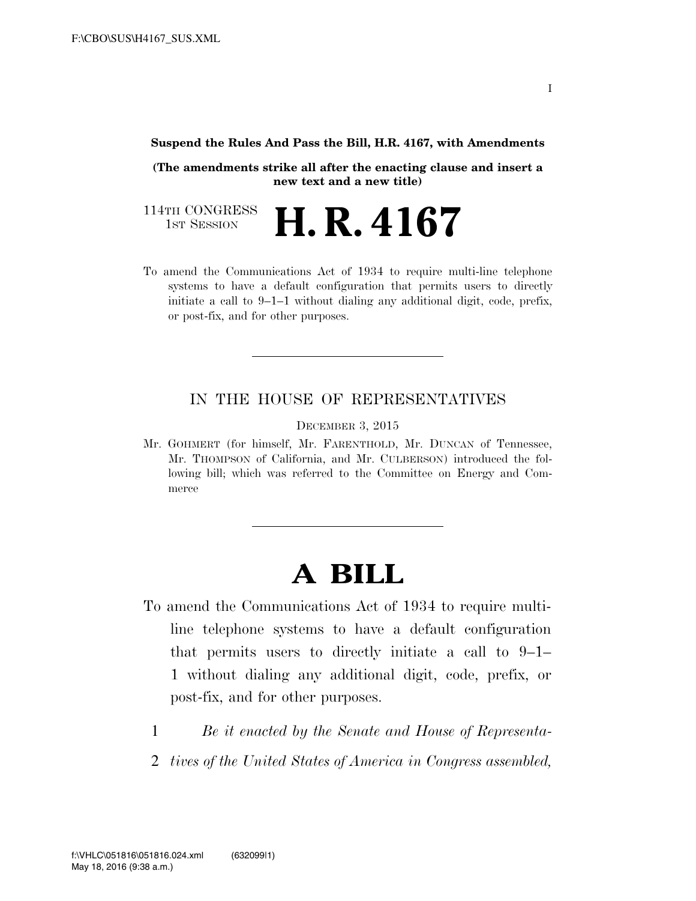**Suspend the Rules And Pass the Bill, H.R. 4167, with Amendments**

**(The amendments strike all after the enacting clause and insert a new text and a new title)**

114TH CONGRESS
1ST SESSION

# H. R. 4167

To amend the Communications Act of 1934 to require multi-line telephone systems to have a default configuration that permits users to directly initiate a call to 9–1–1 without dialing any additional digit, code, prefix, or post-fix, and for other purposes.

---

IN THE HOUSE OF REPRESENTATIVES

DECEMBER 3, 2015

Mr. GOHMERT (for himself, Mr. FARENTHOLD, Mr. DUNCAN of Tennessee, Mr. THOMPSON of California, and Mr. CULBERSON) introduced the following bill; which was referred to the Committee on Energy and Commerce

---

# A BILL

To amend the Communications Act of 1934 to require multi-line telephone systems to have a default configuration that permits users to directly initiate a call to 9–1–1 without dialing any additional digit, code, prefix, or post-fix, and for other purposes.

1 *Be it enacted by the Senate and House of Representa-*
2 *tives of the United States of America in Congress assembled,*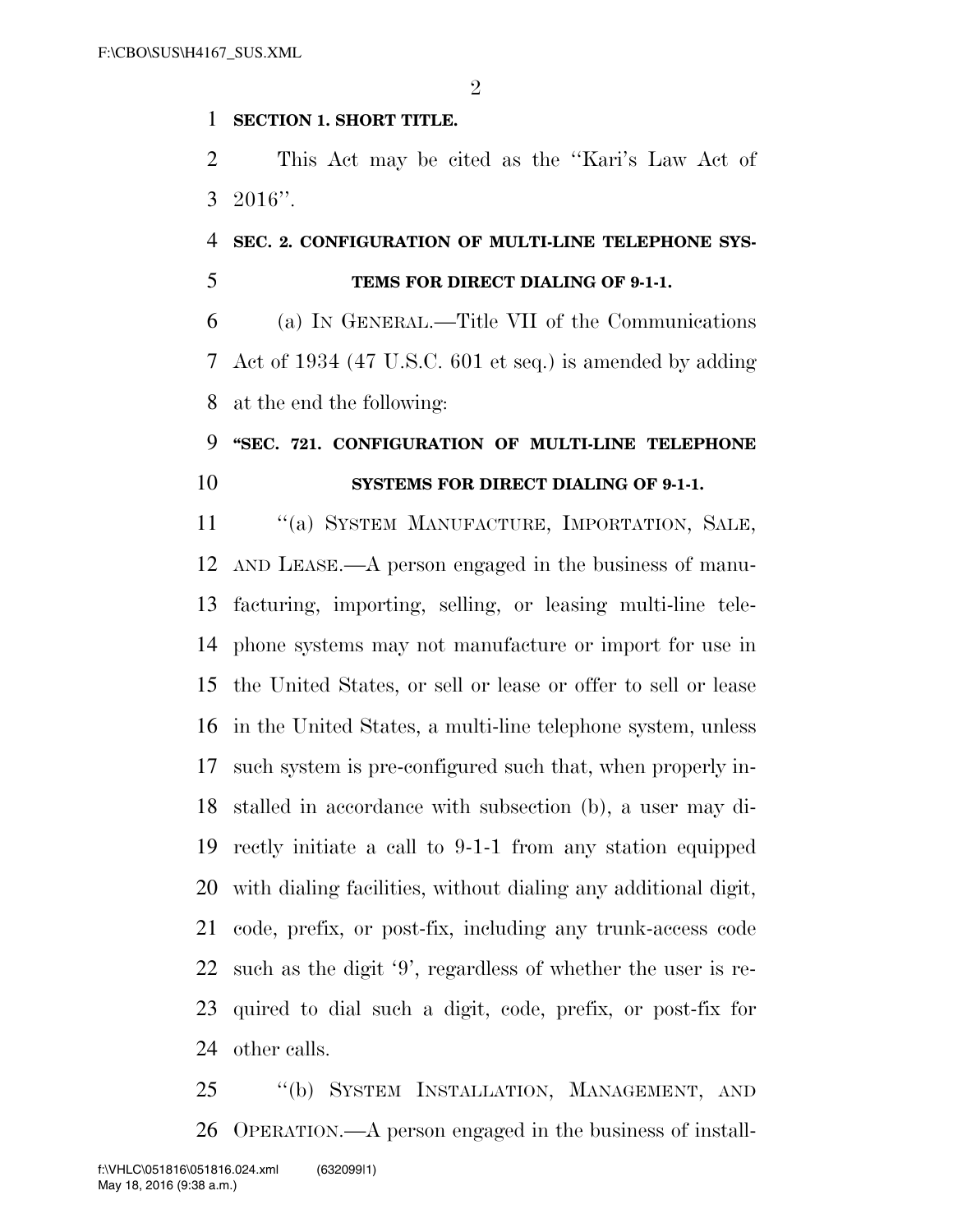**SECTION 1. SHORT TITLE.**

This Act may be cited as the ''Kari's Law Act of 2016''.

**SEC. 2. CONFIGURATION OF MULTI-LINE TELEPHONE SYSTEMS FOR DIRECT DIALING OF 9-1-1.**

(a) IN GENERAL.—Title VII of the Communications Act of 1934 (47 U.S.C. 601 et seq.) is amended by adding at the end the following:

**''SEC. 721. CONFIGURATION OF MULTI-LINE TELEPHONE SYSTEMS FOR DIRECT DIALING OF 9-1-1.**

''(a) SYSTEM MANUFACTURE, IMPORTATION, SALE, AND LEASE.—A person engaged in the business of manufacturing, importing, selling, or leasing multi-line telephone systems may not manufacture or import for use in the United States, or sell or lease or offer to sell or lease in the United States, a multi-line telephone system, unless such system is pre-configured such that, when properly installed in accordance with subsection (b), a user may directly initiate a call to 9-1-1 from any station equipped with dialing facilities, without dialing any additional digit, code, prefix, or post-fix, including any trunk-access code such as the digit '9', regardless of whether the user is required to dial such a digit, code, prefix, or post-fix for other calls.

''(b) SYSTEM INSTALLATION, MANAGEMENT, AND OPERATION.—A person engaged in the business of install-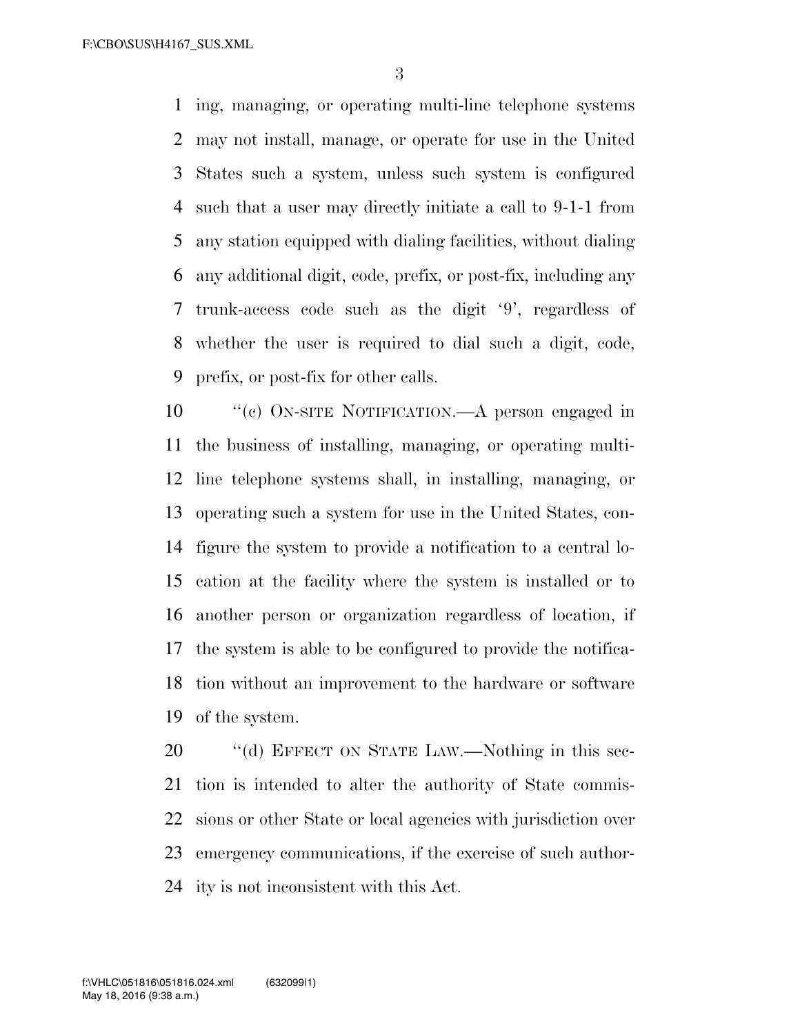ing, managing, or operating multi-line telephone systems may not install, manage, or operate for use in the United States such a system, unless such system is configured such that a user may directly initiate a call to 9-1-1 from any station equipped with dialing facilities, without dialing any additional digit, code, prefix, or post-fix, including any trunk-access code such as the digit '9', regardless of whether the user is required to dial such a digit, code, prefix, or post-fix for other calls.

"(c) ON-SITE NOTIFICATION.—A person engaged in the business of installing, managing, or operating multi-line telephone systems shall, in installing, managing, or operating such a system for use in the United States, configure the system to provide a notification to a central location at the facility where the system is installed or to another person or organization regardless of location, if the system is able to be configured to provide the notification without an improvement to the hardware or software of the system.

"(d) EFFECT ON STATE LAW.—Nothing in this section is intended to alter the authority of State commissions or other State or local agencies with jurisdiction over emergency communications, if the exercise of such authority is not inconsistent with this Act.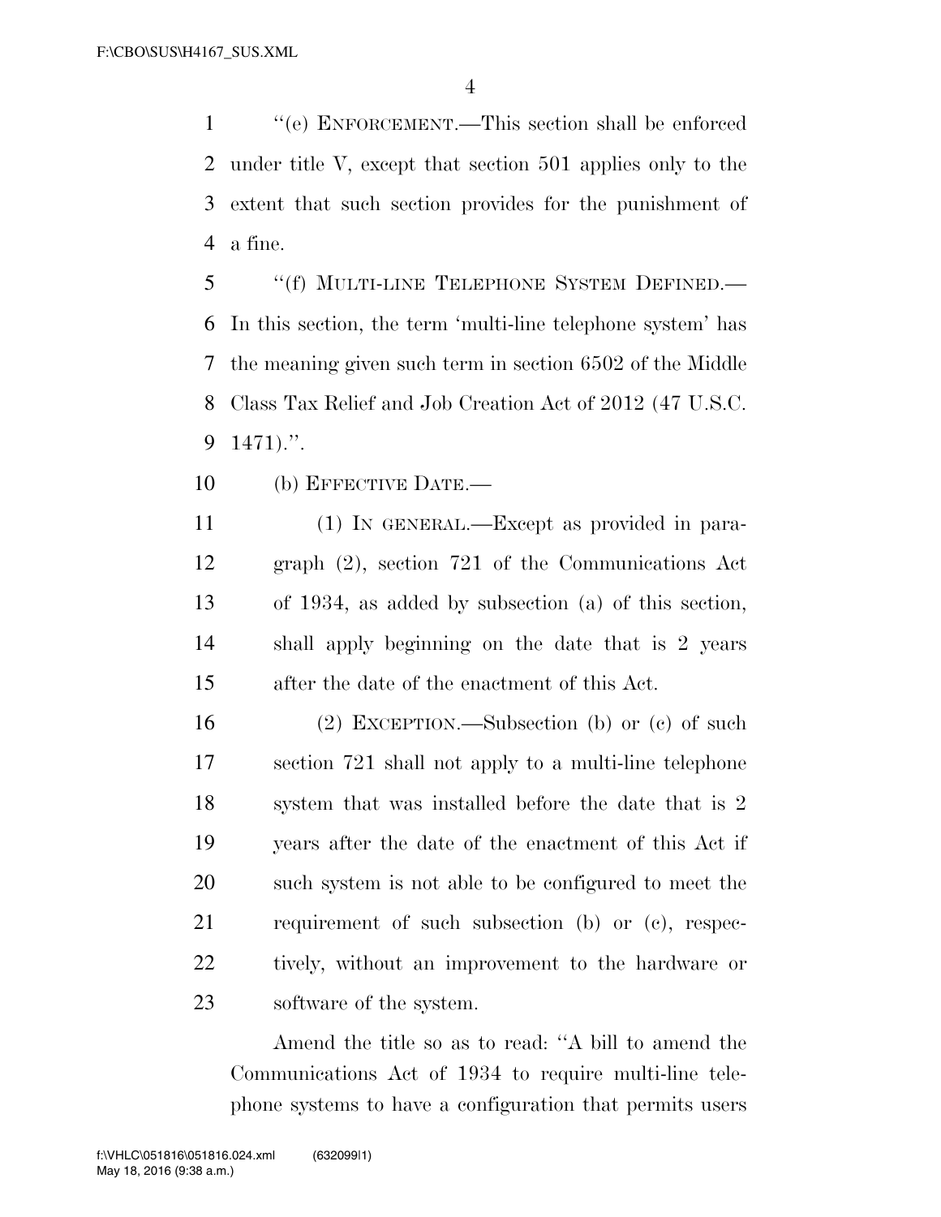"(e) ENFORCEMENT.—This section shall be enforced under title V, except that section 501 applies only to the extent that such section provides for the punishment of a fine.

"(f) MULTI-LINE TELEPHONE SYSTEM DEFINED.—In this section, the term 'multi-line telephone system' has the meaning given such term in section 6502 of the Middle Class Tax Relief and Job Creation Act of 2012 (47 U.S.C. 1471).".

(b) EFFECTIVE DATE.—

(1) IN GENERAL.—Except as provided in paragraph (2), section 721 of the Communications Act of 1934, as added by subsection (a) of this section, shall apply beginning on the date that is 2 years after the date of the enactment of this Act.

(2) EXCEPTION.—Subsection (b) or (c) of such section 721 shall not apply to a multi-line telephone system that was installed before the date that is 2 years after the date of the enactment of this Act if such system is not able to be configured to meet the requirement of such subsection (b) or (c), respectively, without an improvement to the hardware or software of the system.

Amend the title so as to read: "A bill to amend the Communications Act of 1934 to require multi-line telephone systems to have a configuration that permits users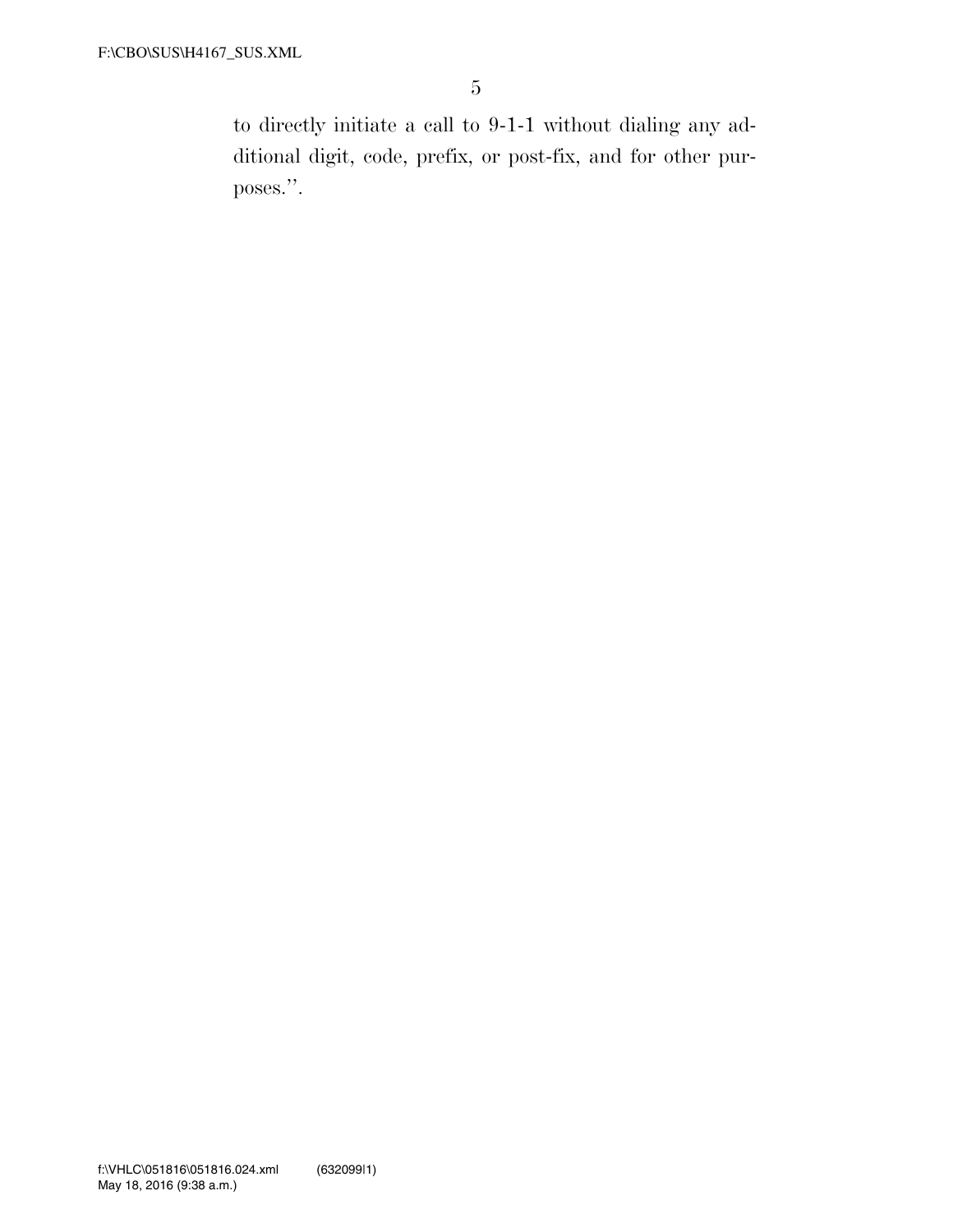to directly initiate a call to 9-1-1 without dialing any additional digit, code, prefix, or post-fix, and for other purposes.''.